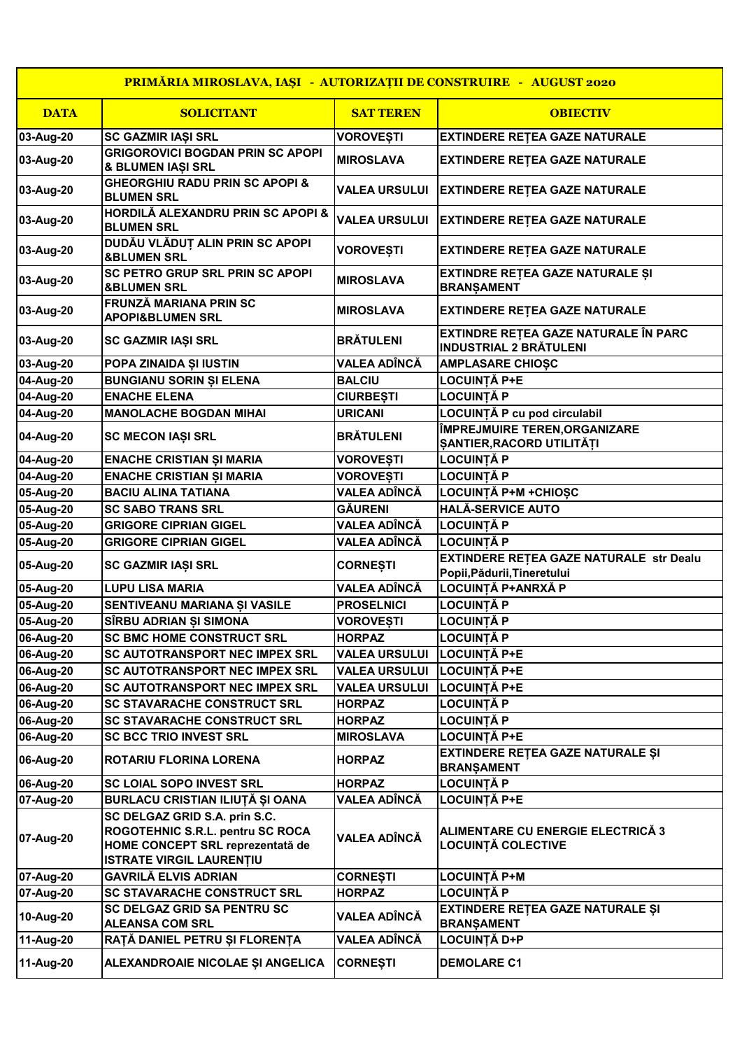| PRIMĂRIA MIROSLAVA, IAȘI - AUTORIZAȚII DE CONSTRUIRE - AUGUST 2020 | | | |
|---|---|---|---|
| **DATA** | **SOLICITANT** | **SAT TEREN** | **OBIECTIV** |
| 03-Aug-20 | SC GAZMIR IAȘI SRL | VOROVEȘTI | EXTINDERE REȚEA GAZE NATURALE |
| 03-Aug-20 | GRIGOROVICI BOGDAN PRIN SC APOPI & BLUMEN IAȘI SRL | MIROSLAVA | EXTINDERE REȚEA GAZE NATURALE |
| 03-Aug-20 | GHEORGHIU RADU PRIN SC APOPI & BLUMEN SRL | VALEA URSULUI | EXTINDERE REȚEA GAZE NATURALE |
| 03-Aug-20 | HORDILĂ ALEXANDRU PRIN SC APOPI & BLUMEN SRL | VALEA URSULUI | EXTINDERE REȚEA GAZE NATURALE |
| 03-Aug-20 | DUDĂU VLĂDUȚ ALIN PRIN SC APOPI &BLUMEN SRL | VOROVEȘTI | EXTINDERE REȚEA GAZE NATURALE |
| 03-Aug-20 | SC PETRO GRUP SRL PRIN SC APOPI &BLUMEN SRL | MIROSLAVA | EXTINDRE REȚEA GAZE NATURALE ȘI BRANȘAMENT |
| 03-Aug-20 | FRUNZĂ MARIANA PRIN SC APOPI&BLUMEN SRL | MIROSLAVA | EXTINDERE REȚEA GAZE NATURALE |
| 03-Aug-20 | SC GAZMIR IAȘI SRL | BRĂTULENI | EXTINDRE REȚEA GAZE NATURALE ÎN PARC INDUSTRIAL 2 BRĂTULENI |
| 03-Aug-20 | POPA ZINAIDA ȘI IUSTIN | VALEA ADÎNCĂ | AMPLASARE CHIOȘC |
| 04-Aug-20 | BUNGIANU SORIN ȘI ELENA | BALCIU | LOCUINȚĂ P+E |
| 04-Aug-20 | ENACHE ELENA | CIURBEȘTI | LOCUINȚĂ P |
| 04-Aug-20 | MANOLACHE BOGDAN MIHAI | URICANI | LOCUINȚĂ P cu pod circulabil |
| 04-Aug-20 | SC MECON IAȘI SRL | BRĂTULENI | ÎMPREJMUIRE TEREN,ORGANIZARE ȘANTIER,RACORD UTILITĂȚI |
| 04-Aug-20 | ENACHE CRISTIAN ȘI MARIA | VOROVEȘTI | LOCUINȚĂ P |
| 04-Aug-20 | ENACHE CRISTIAN ȘI MARIA | VOROVEȘTI | LOCUINȚĂ P |
| 05-Aug-20 | BACIU ALINA TATIANA | VALEA ADÎNCĂ | LOCUINȚĂ P+M +CHIOȘC |
| 05-Aug-20 | SC SABO TRANS SRL | GĂURENI | HALĂ-SERVICE AUTO |
| 05-Aug-20 | GRIGORE CIPRIAN GIGEL | VALEA ADÎNCĂ | LOCUINȚĂ P |
| 05-Aug-20 | GRIGORE CIPRIAN GIGEL | VALEA ADÎNCĂ | LOCUINȚĂ P |
| 05-Aug-20 | SC GAZMIR IAȘI SRL | CORNEȘTI | EXTINDERE REȚEA GAZE NATURALE str Dealu Popii,Pădurii,Tineretului |
| 05-Aug-20 | LUPU LISA MARIA | VALEA ADÎNCĂ | LOCUINȚĂ P+ANRXĂ P |
| 05-Aug-20 | SENTIVEANU MARIANA ȘI VASILE | PROSELNICI | LOCUINȚĂ P |
| 05-Aug-20 | SÎRBU ADRIAN ȘI SIMONA | VOROVEȘTI | LOCUINȚĂ P |
| 06-Aug-20 | SC BMC HOME CONSTRUCT SRL | HORPAZ | LOCUINȚĂ P |
| 06-Aug-20 | SC AUTOTRANSPORT NEC IMPEX SRL | VALEA URSULUI | LOCUINȚĂ P+E |
| 06-Aug-20 | SC AUTOTRANSPORT NEC IMPEX SRL | VALEA URSULUI | LOCUINȚĂ P+E |
| 06-Aug-20 | SC AUTOTRANSPORT NEC IMPEX SRL | VALEA URSULUI | LOCUINȚĂ P+E |
| 06-Aug-20 | SC STAVARACHE CONSTRUCT SRL | HORPAZ | LOCUINȚĂ P |
| 06-Aug-20 | SC STAVARACHE CONSTRUCT SRL | HORPAZ | LOCUINȚĂ P |
| 06-Aug-20 | SC BCC TRIO INVEST SRL | MIROSLAVA | LOCUINȚĂ P+E |
| 06-Aug-20 | ROTARIU FLORINA LORENA | HORPAZ | EXTINDERE REȚEA GAZE NATURALE ȘI BRANȘAMENT |
| 06-Aug-20 | SC LOIAL SOPO INVEST SRL | HORPAZ | LOCUINȚĂ P |
| 07-Aug-20 | BURLACU CRISTIAN ILIUȚĂ ȘI OANA | VALEA ADÎNCĂ | LOCUINȚĂ P+E |
| 07-Aug-20 | SC DELGAZ GRID S.A. prin S.C. ROGOTEHNIC S.R.L. pentru SC ROCA HOME CONCEPT SRL reprezentată de ISTRATE VIRGIL LAURENȚIU | VALEA ADÎNCĂ | ALIMENTARE CU ENERGIE ELECTRICĂ 3 LOCUINȚĂ COLECTIVE |
| 07-Aug-20 | GAVRILĂ ELVIS ADRIAN | CORNEȘTI | LOCUINȚĂ P+M |
| 07-Aug-20 | SC STAVARACHE CONSTRUCT SRL | HORPAZ | LOCUINȚĂ P |
| 10-Aug-20 | SC DELGAZ GRID SA PENTRU SC ALEANSA COM SRL | VALEA ADÎNCĂ | EXTINDERE REȚEA GAZE NATURALE ȘI BRANȘAMENT |
| 11-Aug-20 | RAȚĂ DANIEL PETRU ȘI FLORENȚA | VALEA ADÎNCĂ | LOCUINȚĂ D+P |
| 11-Aug-20 | ALEXANDROAIE NICOLAE ȘI ANGELICA | CORNEȘTI | DEMOLARE C1 |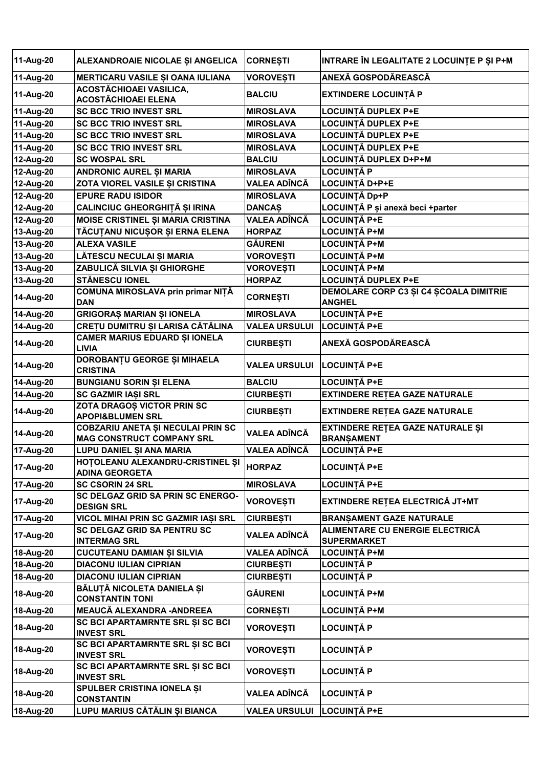| | | | |
|---|---|---|---|
| 11-Aug-20 | ALEXANDROAIE NICOLAE ȘI ANGELICA | CORNEȘTI | INTRARE ÎN LEGALITATE 2 LOCUINȚE P ȘI P+M |
| 11-Aug-20 | MERTICARU VASILE ȘI OANA IULIANA | VOROVEȘTI | ANEXĂ GOSPODĂREASCĂ |
| 11-Aug-20 | ACOSTĂCHIOAEI VASILICA, ACOSTĂCHIOAEI ELENA | BALCIU | EXTINDERE LOCUINȚĂ P |
| 11-Aug-20 | SC BCC TRIO INVEST SRL | MIROSLAVA | LOCUINȚĂ DUPLEX P+E |
| 11-Aug-20 | SC BCC TRIO INVEST SRL | MIROSLAVA | LOCUINȚĂ DUPLEX P+E |
| 11-Aug-20 | SC BCC TRIO INVEST SRL | MIROSLAVA | LOCUINȚĂ DUPLEX P+E |
| 11-Aug-20 | SC BCC TRIO INVEST SRL | MIROSLAVA | LOCUINȚĂ DUPLEX P+E |
| 12-Aug-20 | SC WOSPAL SRL | BALCIU | LOCUINȚĂ DUPLEX D+P+M |
| 12-Aug-20 | ANDRONIC AUREL ȘI MARIA | MIROSLAVA | LOCUINȚĂ P |
| 12-Aug-20 | ZOTA VIOREL VASILE ȘI CRISTINA | VALEA ADÎNCĂ | LOCUINȚĂ D+P+E |
| 12-Aug-20 | EPURE RADU ISIDOR | MIROSLAVA | LOCUINȚĂ Dp+P |
| 12-Aug-20 | CALINCIUC GHEORGHIȚĂ ȘI IRINA | DANCAȘ | LOCUINȚĂ P și anexă beci +parter |
| 12-Aug-20 | MOISE CRISTINEL ȘI MARIA CRISTINA | VALEA ADÎNCĂ | LOCUINȚĂ P+E |
| 13-Aug-20 | TĂCUȚANU NICUȘOR ȘI ERNA ELENA | HORPAZ | LOCUINȚĂ P+M |
| 13-Aug-20 | ALEXA VASILE | GĂURENI | LOCUINȚĂ P+M |
| 13-Aug-20 | LĂTESCU NECULAI ȘI MARIA | VOROVEȘTI | LOCUINȚĂ P+M |
| 13-Aug-20 | ZABULICĂ SILVIA ȘI GHIORGHE | VOROVEȘTI | LOCUINȚĂ P+M |
| 13-Aug-20 | STĂNESCU IONEL | HORPAZ | LOCUINȚĂ DUPLEX P+E |
| 14-Aug-20 | COMUNA MIROSLAVA prin primar NIȚĂ DAN | CORNEȘTI | DEMOLARE CORP C3 ȘI C4 ȘCOALA DIMITRIE ANGHEL |
| 14-Aug-20 | GRIGORAȘ MARIAN ȘI IONELA | MIROSLAVA | LOCUINȚĂ P+E |
| 14-Aug-20 | CREȚU DUMITRU ȘI LARISA CĂTĂLINA | VALEA URSULUI | LOCUINȚĂ P+E |
| 14-Aug-20 | CAMER MARIUS EDUARD ȘI IONELA LIVIA | CIURBEȘTI | ANEXĂ GOSPODĂREASCĂ |
| 14-Aug-20 | DOROBANȚU GEORGE ȘI MIHAELA CRISTINA | VALEA URSULUI | LOCUINȚĂ P+E |
| 14-Aug-20 | BUNGIANU SORIN ȘI ELENA | BALCIU | LOCUINȚĂ P+E |
| 14-Aug-20 | SC GAZMIR IAȘI SRL | CIURBEȘTI | EXTINDERE REȚEA GAZE NATURALE |
| 14-Aug-20 | ZOTA DRAGOȘ VICTOR PRIN SC APOPI&BLUMEN SRL | CIURBEȘTI | EXTINDERE REȚEA GAZE NATURALE |
| 14-Aug-20 | COBZARIU ANETA ȘI NECULAI PRIN SC MAG CONSTRUCT COMPANY SRL | VALEA ADÎNCĂ | EXTINDERE REȚEA GAZE NATURALE ȘI BRANȘAMENT |
| 17-Aug-20 | LUPU DANIEL ȘI ANA MARIA | VALEA ADÎNCĂ | LOCUINȚĂ P+E |
| 17-Aug-20 | HOȚOLEANU ALEXANDRU-CRISTINEL ȘI ADINA GEORGETA | HORPAZ | LOCUINȚĂ P+E |
| 17-Aug-20 | SC CSORIN 24 SRL | MIROSLAVA | LOCUINȚĂ P+E |
| 17-Aug-20 | SC DELGAZ GRID SA PRIN SC ENERGO-DESIGN SRL | VOROVEȘTI | EXTINDERE REȚEA ELECTRICĂ JT+MT |
| 17-Aug-20 | VICOL MIHAI PRIN SC GAZMIR IAȘI SRL | CIURBEȘTI | BRANȘAMENT GAZE NATURALE |
| 17-Aug-20 | SC DELGAZ GRID SA PENTRU SC INTERMAG SRL | VALEA ADÎNCĂ | ALIMENTARE CU ENERGIE ELECTRICĂ SUPERMARKET |
| 18-Aug-20 | CUCUTEANU DAMIAN ȘI SILVIA | VALEA ADÎNCĂ | LOCUINȚĂ P+M |
| 18-Aug-20 | DIACONU IULIAN CIPRIAN | CIURBEȘTI | LOCUINȚĂ P |
| 18-Aug-20 | DIACONU IULIAN CIPRIAN | CIURBEȘTI | LOCUINȚĂ P |
| 18-Aug-20 | BĂLUȚĂ NICOLETA DANIELA ȘI CONSTANTIN TONI | GĂURENI | LOCUINȚĂ P+M |
| 18-Aug-20 | MEAUCĂ ALEXANDRA -ANDREEA | CORNEȘTI | LOCUINȚĂ P+M |
| 18-Aug-20 | SC BCI APARTAMRNTE SRL ȘI SC BCI INVEST SRL | VOROVEȘTI | LOCUINȚĂ P |
| 18-Aug-20 | SC BCI APARTAMRNTE SRL ȘI SC BCI INVEST SRL | VOROVEȘTI | LOCUINȚĂ P |
| 18-Aug-20 | SC BCI APARTAMRNTE SRL ȘI SC BCI INVEST SRL | VOROVEȘTI | LOCUINȚĂ P |
| 18-Aug-20 | SPULBER CRISTINA IONELA ȘI CONSTANTIN | VALEA ADÎNCĂ | LOCUINȚĂ P |
| 18-Aug-20 | LUPU MARIUS CĂTĂLIN ȘI BIANCA | VALEA URSULUI | LOCUINȚĂ P+E |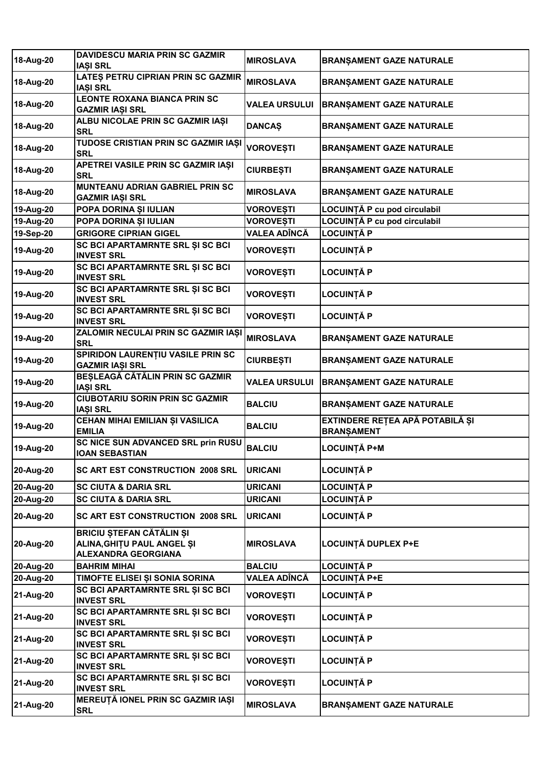| | | | |
|---|---|---|---|
| 18-Aug-20 | DAVIDESCU MARIA PRIN SC GAZMIR IAȘI SRL | MIROSLAVA | BRANȘAMENT GAZE NATURALE |
| 18-Aug-20 | LATEȘ PETRU CIPRIAN PRIN SC GAZMIR IAȘI SRL | MIROSLAVA | BRANȘAMENT GAZE NATURALE |
| 18-Aug-20 | LEONTE ROXANA BIANCA PRIN SC GAZMIR IAȘI SRL | VALEA URSULUI | BRANȘAMENT GAZE NATURALE |
| 18-Aug-20 | ALBU NICOLAE PRIN SC GAZMIR IAȘI SRL | DANCAȘ | BRANȘAMENT GAZE NATURALE |
| 18-Aug-20 | TUDOSE CRISTIAN PRIN SC GAZMIR IAȘI SRL | VOROVEȘTI | BRANȘAMENT GAZE NATURALE |
| 18-Aug-20 | APETREI VASILE PRIN SC GAZMIR IAȘI SRL | CIURBEȘTI | BRANȘAMENT GAZE NATURALE |
| 18-Aug-20 | MUNTEANU ADRIAN GABRIEL PRIN SC GAZMIR IAȘI SRL | MIROSLAVA | BRANȘAMENT GAZE NATURALE |
| 19-Aug-20 | POPA DORINA ȘI IULIAN | VOROVEȘTI | LOCUINȚĂ P cu pod circulabil |
| 19-Aug-20 | POPA DORINA ȘI IULIAN | VOROVEȘTI | LOCUINȚĂ P cu pod circulabil |
| 19-Sep-20 | GRIGORE CIPRIAN GIGEL | VALEA ADÎNCĂ | LOCUINȚĂ P |
| 19-Aug-20 | SC BCI APARTAMRNTE SRL ȘI SC BCI INVEST SRL | VOROVEȘTI | LOCUINȚĂ P |
| 19-Aug-20 | SC BCI APARTAMRNTE SRL ȘI SC BCI INVEST SRL | VOROVEȘTI | LOCUINȚĂ P |
| 19-Aug-20 | SC BCI APARTAMRNTE SRL ȘI SC BCI INVEST SRL | VOROVEȘTI | LOCUINȚĂ P |
| 19-Aug-20 | SC BCI APARTAMRNTE SRL ȘI SC BCI INVEST SRL | VOROVEȘTI | LOCUINȚĂ P |
| 19-Aug-20 | ZALOMIR NECULAI PRIN SC GAZMIR IAȘI SRL | MIROSLAVA | BRANȘAMENT GAZE NATURALE |
| 19-Aug-20 | SPIRIDON LAURENȚIU VASILE PRIN SC GAZMIR IAȘI SRL | CIURBEȘTI | BRANȘAMENT GAZE NATURALE |
| 19-Aug-20 | BEȘLEAGĂ CĂTĂLIN PRIN SC GAZMIR IAȘI SRL | VALEA URSULUI | BRANȘAMENT GAZE NATURALE |
| 19-Aug-20 | CIUBOTARIU SORIN PRIN SC GAZMIR IAȘI SRL | BALCIU | BRANȘAMENT GAZE NATURALE |
| 19-Aug-20 | CEHAN MIHAI EMILIAN ȘI VASILICA EMILIA | BALCIU | EXTINDERE REȚEA APĂ POTABILĂ ȘI BRANȘAMENT |
| 19-Aug-20 | SC NICE SUN ADVANCED SRL prin RUSU IOAN SEBASTIAN | BALCIU | LOCUINȚĂ P+M |
| 20-Aug-20 | SC ART EST CONSTRUCTION 2008 SRL | URICANI | LOCUINȚĂ P |
| 20-Aug-20 | SC CIUTA & DARIA SRL | URICANI | LOCUINȚĂ P |
| 20-Aug-20 | SC CIUTA & DARIA SRL | URICANI | LOCUINȚĂ P |
| 20-Aug-20 | SC ART EST CONSTRUCTION 2008 SRL | URICANI | LOCUINȚĂ P |
| 20-Aug-20 | BRICIU ȘTEFAN CĂTĂLIN ȘI ALINA,GHIȚU PAUL ANGEL ȘI ALEXANDRA GEORGIANA | MIROSLAVA | LOCUINȚĂ DUPLEX P+E |
| 20-Aug-20 | BAHRIM MIHAI | BALCIU | LOCUINȚĂ P |
| 20-Aug-20 | TIMOFTE ELISEI ȘI SONIA SORINA | VALEA ADÎNCĂ | LOCUINȚĂ P+E |
| 21-Aug-20 | SC BCI APARTAMRNTE SRL ȘI SC BCI INVEST SRL | VOROVEȘTI | LOCUINȚĂ P |
| 21-Aug-20 | SC BCI APARTAMRNTE SRL ȘI SC BCI INVEST SRL | VOROVEȘTI | LOCUINȚĂ P |
| 21-Aug-20 | SC BCI APARTAMRNTE SRL ȘI SC BCI INVEST SRL | VOROVEȘTI | LOCUINȚĂ P |
| 21-Aug-20 | SC BCI APARTAMRNTE SRL ȘI SC BCI INVEST SRL | VOROVEȘTI | LOCUINȚĂ P |
| 21-Aug-20 | SC BCI APARTAMRNTE SRL ȘI SC BCI INVEST SRL | VOROVEȘTI | LOCUINȚĂ P |
| 21-Aug-20 | MEREUȚĂ IONEL PRIN SC GAZMIR IAȘI SRL | MIROSLAVA | BRANȘAMENT GAZE NATURALE |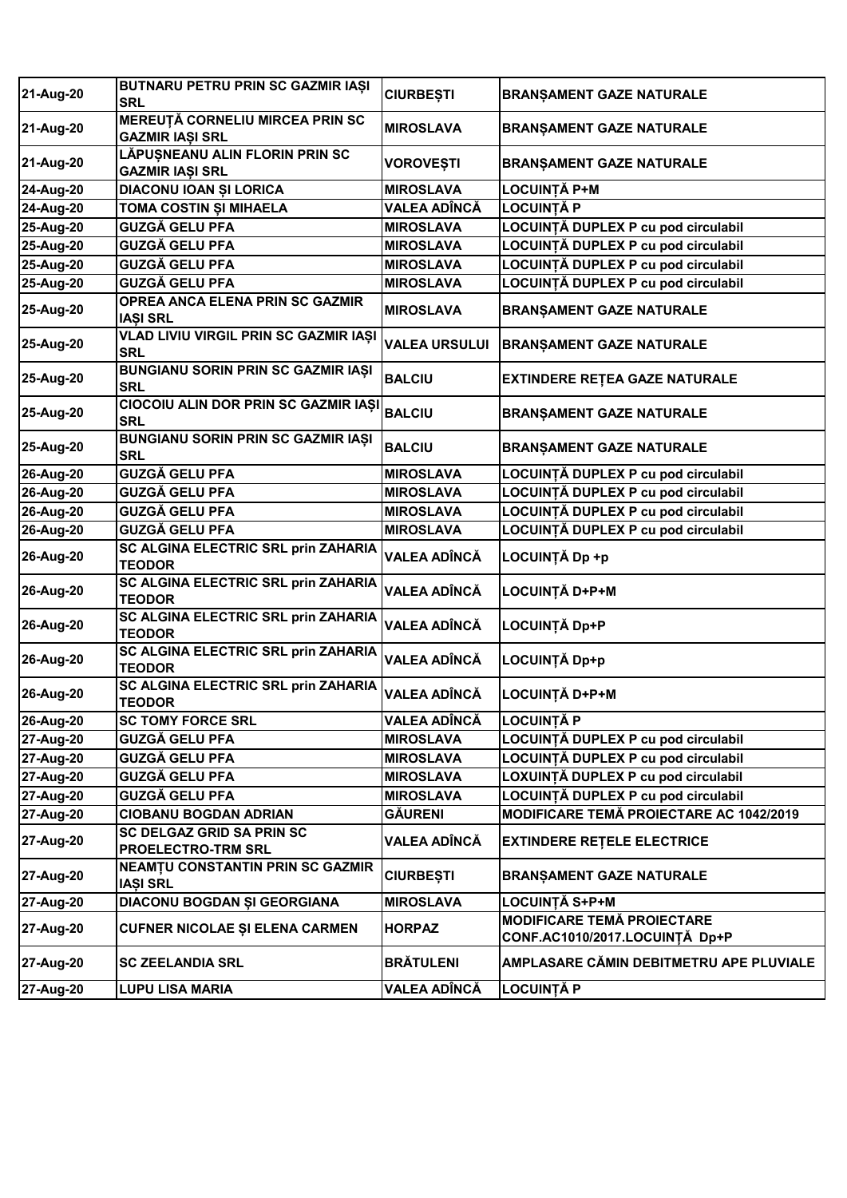| | | | |
|---|---|---|---|
| 21-Aug-20 | BUTNARU PETRU PRIN SC GAZMIR IAȘI SRL | CIURBEȘTI | BRANȘAMENT GAZE NATURALE |
| 21-Aug-20 | MEREUȚĂ CORNELIU MIRCEA PRIN SC GAZMIR IAȘI SRL | MIROSLAVA | BRANȘAMENT GAZE NATURALE |
| 21-Aug-20 | LĂPUȘNEANU ALIN FLORIN PRIN SC GAZMIR IAȘI SRL | VOROVEȘTI | BRANȘAMENT GAZE NATURALE |
| 24-Aug-20 | DIACONU IOAN ȘI LORICA | MIROSLAVA | LOCUINȚĂ P+M |
| 24-Aug-20 | TOMA COSTIN ȘI MIHAELA | VALEA ADÎNCĂ | LOCUINȚĂ P |
| 25-Aug-20 | GUZGĂ GELU PFA | MIROSLAVA | LOCUINȚĂ DUPLEX P cu pod circulabil |
| 25-Aug-20 | GUZGĂ GELU PFA | MIROSLAVA | LOCUINȚĂ DUPLEX P cu pod circulabil |
| 25-Aug-20 | GUZGĂ GELU PFA | MIROSLAVA | LOCUINȚĂ DUPLEX P cu pod circulabil |
| 25-Aug-20 | GUZGĂ GELU PFA | MIROSLAVA | LOCUINȚĂ DUPLEX P cu pod circulabil |
| 25-Aug-20 | OPREA ANCA ELENA PRIN SC GAZMIR IAȘI SRL | MIROSLAVA | BRANȘAMENT GAZE NATURALE |
| 25-Aug-20 | VLAD LIVIU VIRGIL PRIN SC GAZMIR IAȘI SRL | VALEA URSULUI | BRANȘAMENT GAZE NATURALE |
| 25-Aug-20 | BUNGIANU SORIN PRIN SC GAZMIR IAȘI SRL | BALCIU | EXTINDERE REȚEA GAZE NATURALE |
| 25-Aug-20 | CIOCOIU ALIN DOR PRIN SC GAZMIR IAȘI SRL | BALCIU | BRANȘAMENT GAZE NATURALE |
| 25-Aug-20 | BUNGIANU SORIN PRIN SC GAZMIR IAȘI SRL | BALCIU | BRANȘAMENT GAZE NATURALE |
| 26-Aug-20 | GUZGĂ GELU PFA | MIROSLAVA | LOCUINȚĂ DUPLEX P cu pod circulabil |
| 26-Aug-20 | GUZGĂ GELU PFA | MIROSLAVA | LOCUINȚĂ DUPLEX P cu pod circulabil |
| 26-Aug-20 | GUZGĂ GELU PFA | MIROSLAVA | LOCUINȚĂ DUPLEX P cu pod circulabil |
| 26-Aug-20 | GUZGĂ GELU PFA | MIROSLAVA | LOCUINȚĂ DUPLEX P cu pod circulabil |
| 26-Aug-20 | SC ALGINA ELECTRIC SRL prin ZAHARIA TEODOR | VALEA ADÎNCĂ | LOCUINȚĂ Dp +p |
| 26-Aug-20 | SC ALGINA ELECTRIC SRL prin ZAHARIA TEODOR | VALEA ADÎNCĂ | LOCUINȚĂ D+P+M |
| 26-Aug-20 | SC ALGINA ELECTRIC SRL prin ZAHARIA TEODOR | VALEA ADÎNCĂ | LOCUINȚĂ Dp+P |
| 26-Aug-20 | SC ALGINA ELECTRIC SRL prin ZAHARIA TEODOR | VALEA ADÎNCĂ | LOCUINȚĂ Dp+p |
| 26-Aug-20 | SC ALGINA ELECTRIC SRL prin ZAHARIA TEODOR | VALEA ADÎNCĂ | LOCUINȚĂ D+P+M |
| 26-Aug-20 | SC TOMY FORCE SRL | VALEA ADÎNCĂ | LOCUINȚĂ P |
| 27-Aug-20 | GUZGĂ GELU PFA | MIROSLAVA | LOCUINȚĂ DUPLEX P cu pod circulabil |
| 27-Aug-20 | GUZGĂ GELU PFA | MIROSLAVA | LOCUINȚĂ DUPLEX P cu pod circulabil |
| 27-Aug-20 | GUZGĂ GELU PFA | MIROSLAVA | LOXUINȚĂ DUPLEX P cu pod circulabil |
| 27-Aug-20 | GUZGĂ GELU PFA | MIROSLAVA | LOCUINȚĂ DUPLEX P cu pod circulabil |
| 27-Aug-20 | CIOBANU BOGDAN ADRIAN | GĂURENI | MODIFICARE TEMĂ PROIECTARE AC 1042/2019 |
| 27-Aug-20 | SC DELGAZ GRID SA PRIN SC PROELECTRO-TRM SRL | VALEA ADÎNCĂ | EXTINDERE REȚELE ELECTRICE |
| 27-Aug-20 | NEAMȚU CONSTANTIN PRIN SC GAZMIR IAȘI SRL | CIURBEȘTI | BRANȘAMENT GAZE NATURALE |
| 27-Aug-20 | DIACONU BOGDAN ȘI GEORGIANA | MIROSLAVA | LOCUINȚĂ S+P+M |
| 27-Aug-20 | CUFNER NICOLAE ȘI ELENA CARMEN | HORPAZ | MODIFICARE TEMĂ PROIECTARE CONF.AC1010/2017.LOCUINȚĂ Dp+P |
| 27-Aug-20 | SC ZEELANDIA SRL | BRĂTULENI | AMPLASARE CĂMIN DEBITMETRU APE PLUVIALE |
| 27-Aug-20 | LUPU LISA MARIA | VALEA ADÎNCĂ | LOCUINȚĂ P |